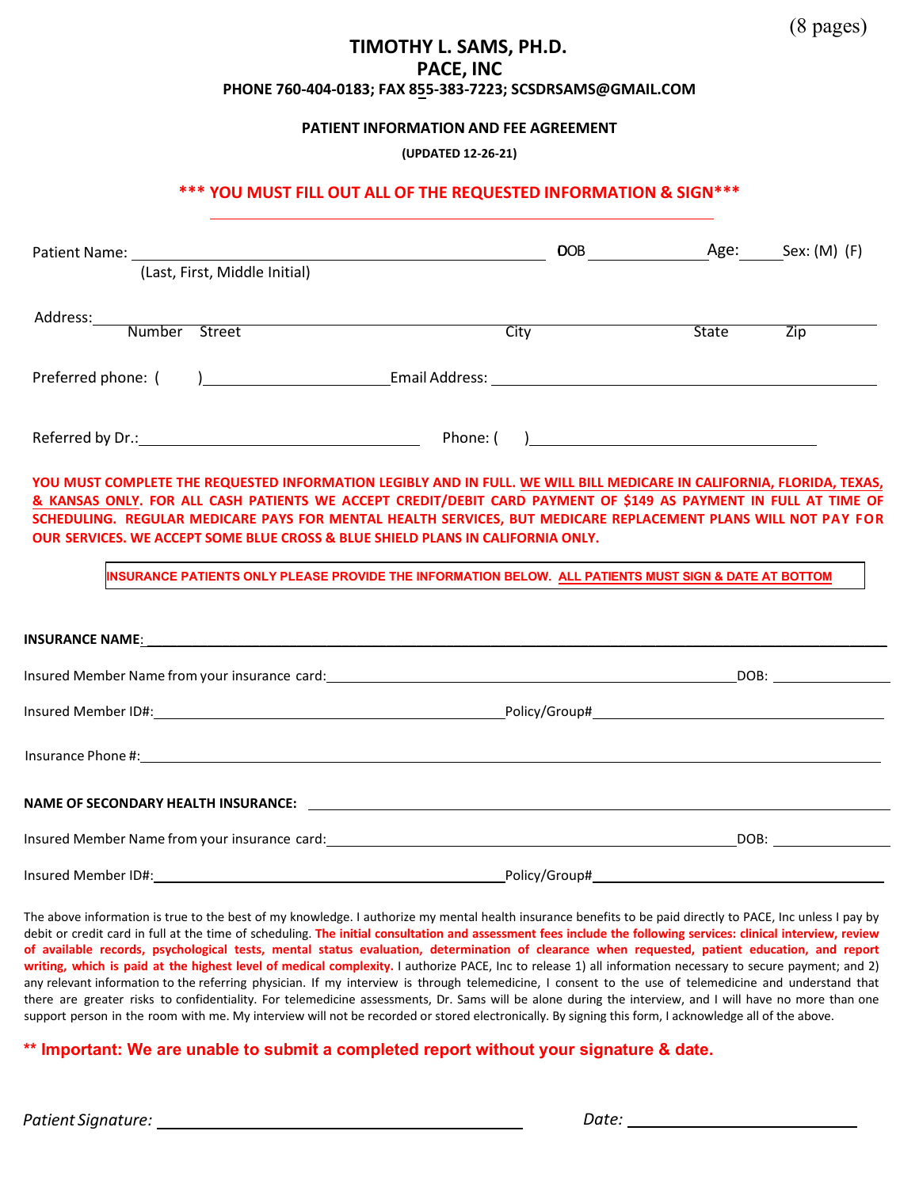(8 pages)

# TIMOTHY L. SAMS, PH.D.

## PACE, INC

**PHONE 760-404-0183; FAX 855-383-7223; SCSDRSAMS@GMAIL.COM**

**PATIENT INFORMATION AND FEE AGREEMENT**

**(UPDATED 12-26-21)**

**\*\*\* YOU MUST FILL OUT ALL OF THE REQUESTED INFORMATION & SIGN\*\*\***

Patient Name: ______________________________ DOB __________ Age: _____ Sex: (M) (F)
(Last, First, Middle Initial)

Address: ____________________________________________________________
Number Street City State Zip

Preferred phone: ( ) ____________________ Email Address: ______________________________

Referred by Dr.: ______________________________ Phone: ( ) ______________________________

**YOU MUST COMPLETE THE REQUESTED INFORMATION LEGIBLY AND IN FULL. WE WILL BILL MEDICARE IN CALIFORNIA, FLORIDA, TEXAS, & KANSAS ONLY. FOR ALL CASH PATIENTS WE ACCEPT CREDIT/DEBIT CARD PAYMENT OF $149 AS PAYMENT IN FULL AT TIME OF SCHEDULING. REGULAR MEDICARE PAYS FOR MENTAL HEALTH SERVICES, BUT MEDICARE REPLACEMENT PLANS WILL NOT PAY FOR OUR SERVICES. WE ACCEPT SOME BLUE CROSS & BLUE SHIELD PLANS IN CALIFORNIA ONLY.**

**INSURANCE PATIENTS ONLY PLEASE PROVIDE THE INFORMATION BELOW. ALL PATIENTS MUST SIGN & DATE AT BOTTOM**

**INSURANCE NAME**: ____________________________________________________________

Insured Member Name from your insurance card: ______________________________ DOB: __________

Insured Member ID#: ______________________________ Policy/Group# ______________________________

Insurance Phone #: ____________________________________________________________

**NAME OF SECONDARY HEALTH INSURANCE:** ______________________________

Insured Member Name from your insurance card: ______________________________ DOB: __________

Insured Member ID#: ______________________________ Policy/Group# ______________________________

The above information is true to the best of my knowledge. I authorize my mental health insurance benefits to be paid directly to PACE, Inc unless I pay by debit or credit card in full at the time of scheduling. **The initial consultation and assessment fees include the following services: clinical interview, review of available records, psychological tests, mental status evaluation, determination of clearance when requested, patient education, and report writing, which is paid at the highest level of medical complexity.** I authorize PACE, Inc to release 1) all information necessary to secure payment; and 2) any relevant information to the referring physician. If my interview is through telemedicine, I consent to the use of telemedicine and understand that there are greater risks to confidentiality. For telemedicine assessments, Dr. Sams will be alone during the interview, and I will have no more than one support person in the room with me. My interview will not be recorded or stored electronically. By signing this form, I acknowledge all of the above.

**\*\* Important: We are unable to submit a completed report without your signature & date.**

*Patient Signature:* ______________________________ *Date:* ____________________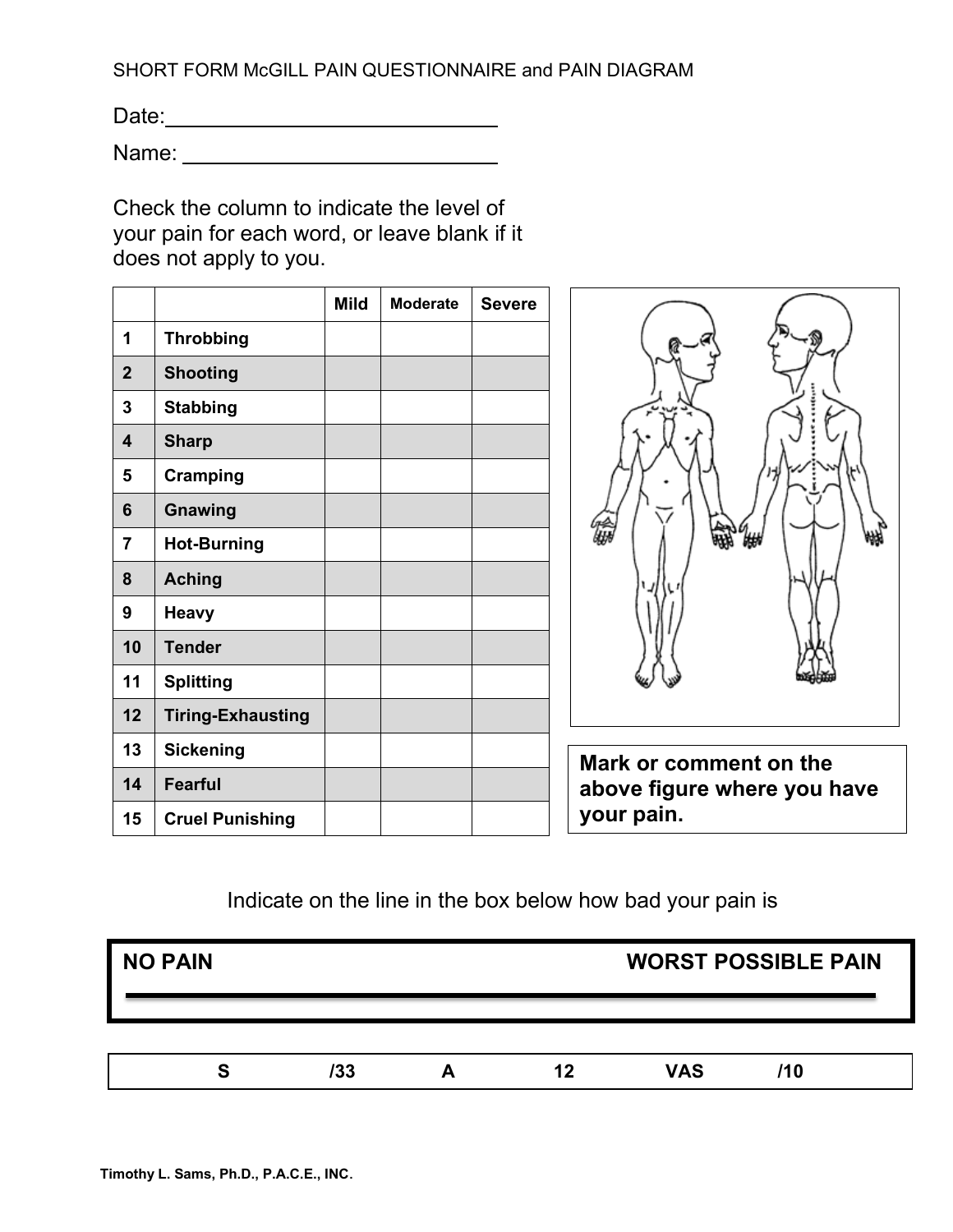SHORT FORM McGILL PAIN QUESTIONNAIRE and PAIN DIAGRAM

Date: ___________________________

Name: ___________________________

Check the column to indicate the level of your pain for each word, or leave blank if it does not apply to you.

| | | Mild | Moderate | Severe |
|---|---|---|---|---|
| 1 | **Throbbing** | | | |
| 2 | **Shooting** | | | |
| 3 | **Stabbing** | | | |
| 4 | **Sharp** | | | |
| 5 | **Cramping** | | | |
| 6 | **Gnawing** | | | |
| 7 | **Hot-Burning** | | | |
| 8 | **Aching** | | | |
| 9 | **Heavy** | | | |
| 10 | **Tender** | | | |
| 11 | **Splitting** | | | |
| 12 | **Tiring-Exhausting** | | | |
| 13 | **Sickening** | | | |
| 14 | **Fearful** | | | |
| 15 | **Cruel Punishing** | | | |

**Mark or comment on the above figure where you have your pain.**

Indicate on the line in the box below how bad your pain is

| **NO PAIN** | **WORST POSSIBLE PAIN** |
|---|---|
| | |

| **S** | **/33** | **A** | **12** | **VAS** | **/10** |
|---|---|---|---|---|---|

**Timothy L. Sams, Ph.D., P.A.C.E., INC.**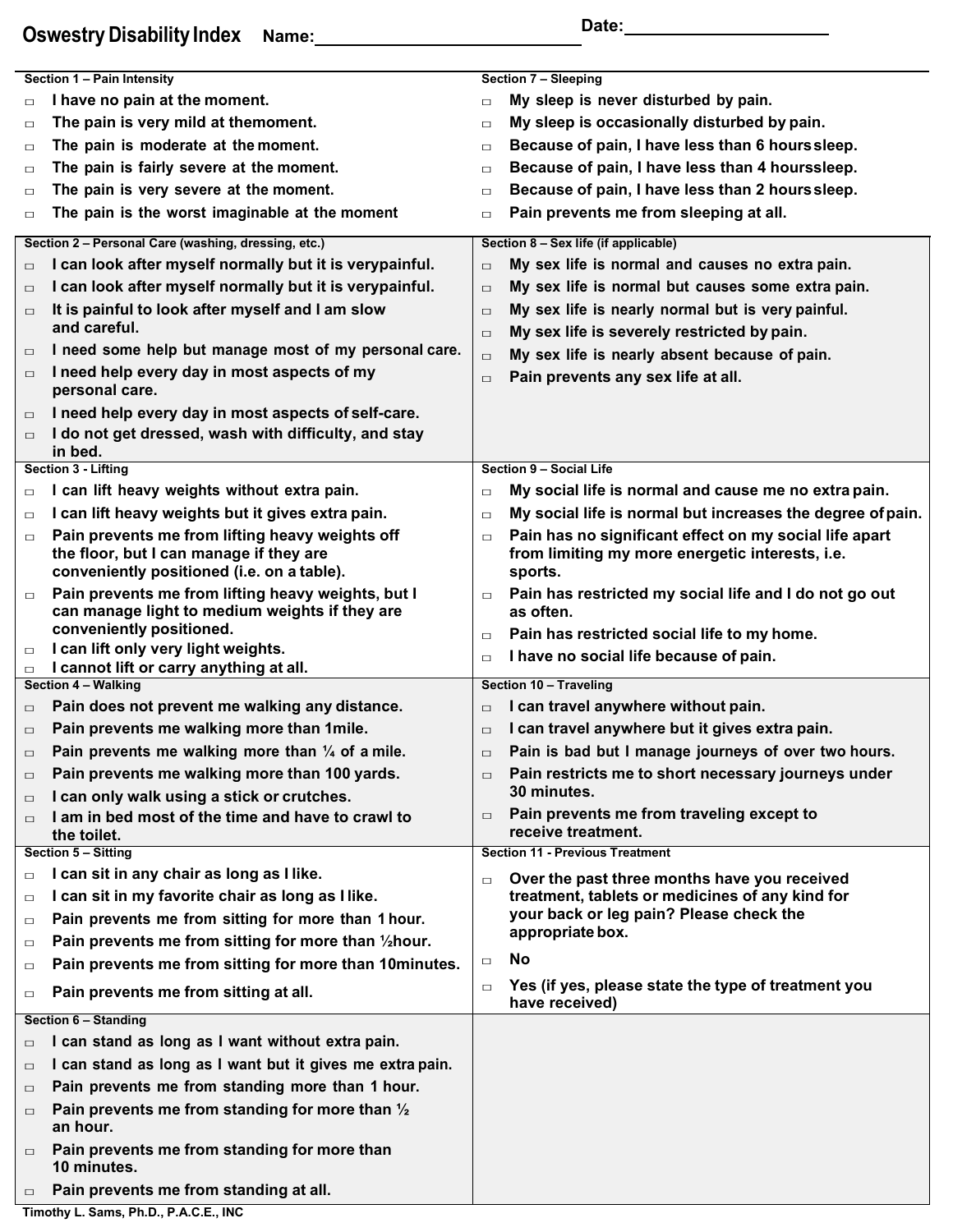# Oswestry Disability Index

Name: ____________________ Date: ____________________

**Section 1 – Pain Intensity**

- ☐ I have no pain at the moment.
- ☐ The pain is very mild at themoment.
- ☐ The pain is moderate at the moment.
- ☐ The pain is fairly severe at the moment.
- ☐ The pain is very severe at the moment.
- ☐ The pain is the worst imaginable at the moment

**Section 2 – Personal Care (washing, dressing, etc.)**

- ☐ I can look after myself normally but it is verypainful.
- ☐ I can look after myself normally but it is verypainful.
- ☐ It is painful to look after myself and I am slow and careful.
- ☐ I need some help but manage most of my personal care.
- ☐ I need help every day in most aspects of my personal care.
- ☐ I need help every day in most aspects of self-care.
- ☐ I do not get dressed, wash with difficulty, and stay in bed.

**Section 3 - Lifting**

- ☐ I can lift heavy weights without extra pain.
- ☐ I can lift heavy weights but it gives extra pain.
- ☐ Pain prevents me from lifting heavy weights off the floor, but I can manage if they are conveniently positioned (i.e. on a table).
- ☐ Pain prevents me from lifting heavy weights, but I can manage light to medium weights if they are conveniently positioned.
- ☐ I can lift only very light weights.
- ☐ I cannot lift or carry anything at all.

**Section 4 – Walking**

- ☐ Pain does not prevent me walking any distance.
- ☐ Pain prevents me walking more than 1mile.
- ☐ Pain prevents me walking more than ¼ of a mile.
- ☐ Pain prevents me walking more than 100 yards.
- ☐ I can only walk using a stick or crutches.
- ☐ I am in bed most of the time and have to crawl to the toilet.

**Section 5 – Sitting**

- ☐ I can sit in any chair as long as I like.
- ☐ I can sit in my favorite chair as long as I like.
- ☐ Pain prevents me from sitting for more than 1 hour.
- ☐ Pain prevents me from sitting for more than ½hour.
- ☐ Pain prevents me from sitting for more than 10minutes.
- ☐ Pain prevents me from sitting at all.

**Section 6 – Standing**

- ☐ I can stand as long as I want without extra pain.
- ☐ I can stand as long as I want but it gives me extra pain.
- ☐ Pain prevents me from standing more than 1 hour.
- ☐ Pain prevents me from standing for more than ½ an hour.
- ☐ Pain prevents me from standing for more than 10 minutes.
- ☐ Pain prevents me from standing at all.

**Section 7 – Sleeping**

- ☐ My sleep is never disturbed by pain.
- ☐ My sleep is occasionally disturbed by pain.
- ☐ Because of pain, I have less than 6 hours sleep.
- ☐ Because of pain, I have less than 4 hours sleep.
- ☐ Because of pain, I have less than 2 hours sleep.
- ☐ Pain prevents me from sleeping at all.

**Section 8 – Sex life (if applicable)**

- ☐ My sex life is normal and causes no extra pain.
- ☐ My sex life is normal but causes some extra pain.
- ☐ My sex life is nearly normal but is very painful.
- ☐ My sex life is severely restricted by pain.
- ☐ My sex life is nearly absent because of pain.
- ☐ Pain prevents any sex life at all.

**Section 9 – Social Life**

- ☐ My social life is normal and cause me no extra pain.
- ☐ My social life is normal but increases the degree of pain.
- ☐ Pain has no significant effect on my social life apart from limiting my more energetic interests, i.e. sports.
- ☐ Pain has restricted my social life and I do not go out as often.
- ☐ Pain has restricted social life to my home.
- ☐ I have no social life because of pain.

**Section 10 – Traveling**

- ☐ I can travel anywhere without pain.
- ☐ I can travel anywhere but it gives extra pain.
- ☐ Pain is bad but I manage journeys of over two hours.
- ☐ Pain restricts me to short necessary journeys under 30 minutes.
- ☐ Pain prevents me from traveling except to receive treatment.

**Section 11 - Previous Treatment**

- ☐ Over the past three months have you received treatment, tablets or medicines of any kind for your back or leg pain? Please check the appropriate box.
- ☐ No
- ☐ Yes (if yes, please state the type of treatment you have received)

Timothy L. Sams, Ph.D., P.A.C.E., INC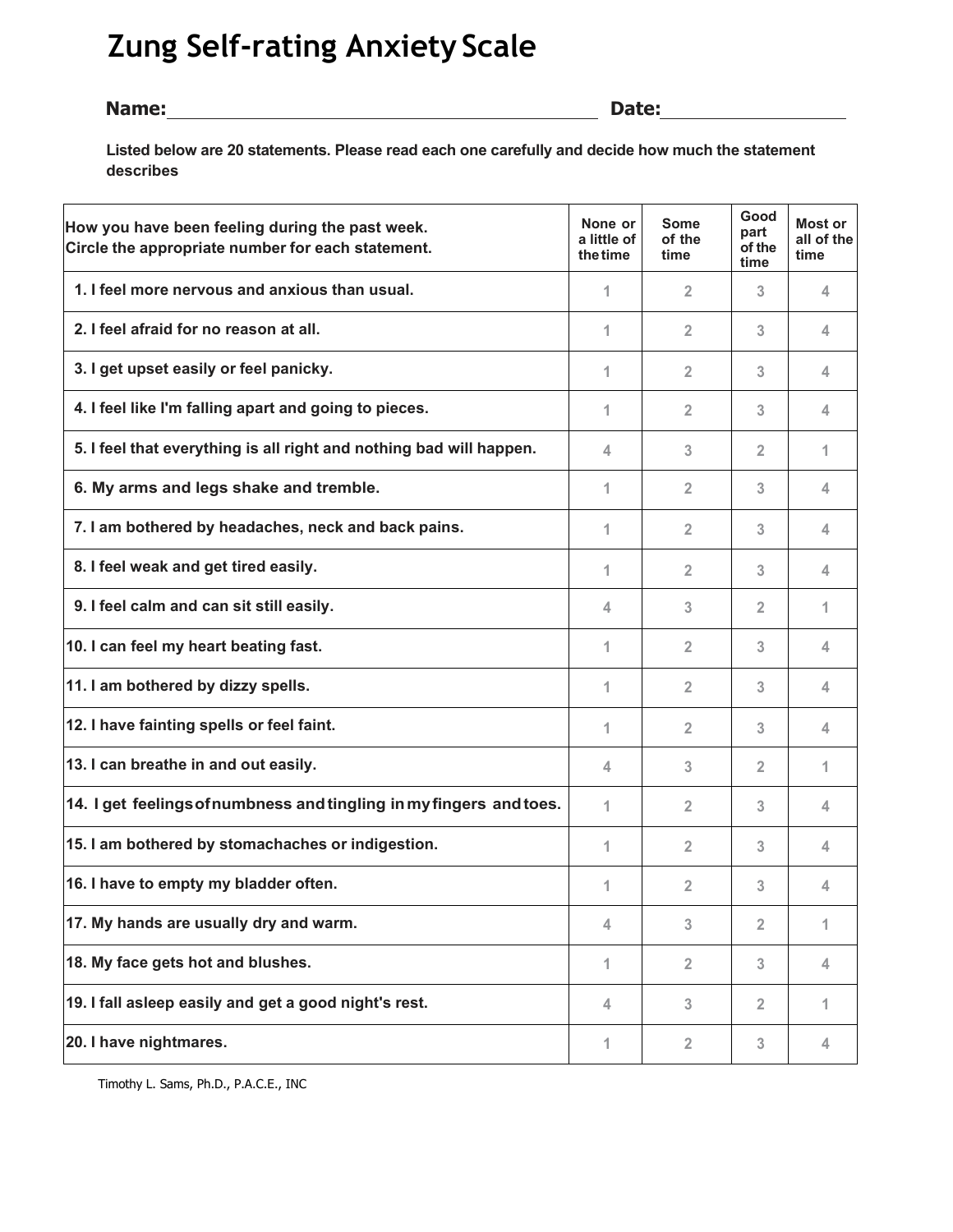# Zung Self-rating Anxiety Scale

**Name:**\_\_\_\_\_\_\_\_\_\_\_\_\_\_\_\_\_\_\_\_\_\_\_\_\_\_\_\_\_\_\_\_\_\_\_\_\_\_\_\_ **Date:**\_\_\_\_\_\_\_\_\_\_\_\_\_\_\_\_\_\_

**Listed below are 20 statements. Please read each one carefully and decide how much the statement describes**

| How you have been feeling during the past week. Circle the appropriate number for each statement. | None or a little of the time | Some of the time | Good part of the time | Most or all of the time |
|---|---|---|---|---|
| 1. I feel more nervous and anxious than usual. | 1 | 2 | 3 | 4 |
| 2. I feel afraid for no reason at all. | 1 | 2 | 3 | 4 |
| 3. I get upset easily or feel panicky. | 1 | 2 | 3 | 4 |
| 4. I feel like I'm falling apart and going to pieces. | 1 | 2 | 3 | 4 |
| 5. I feel that everything is all right and nothing bad will happen. | 4 | 3 | 2 | 1 |
| 6. My arms and legs shake and tremble. | 1 | 2 | 3 | 4 |
| 7. I am bothered by headaches, neck and back pains. | 1 | 2 | 3 | 4 |
| 8. I feel weak and get tired easily. | 1 | 2 | 3 | 4 |
| 9. I feel calm and can sit still easily. | 4 | 3 | 2 | 1 |
| 10. I can feel my heart beating fast. | 1 | 2 | 3 | 4 |
| 11. I am bothered by dizzy spells. | 1 | 2 | 3 | 4 |
| 12. I have fainting spells or feel faint. | 1 | 2 | 3 | 4 |
| 13. I can breathe in and out easily. | 4 | 3 | 2 | 1 |
| 14. I get feelings of numbness and tingling in my fingers and toes. | 1 | 2 | 3 | 4 |
| 15. I am bothered by stomachaches or indigestion. | 1 | 2 | 3 | 4 |
| 16. I have to empty my bladder often. | 1 | 2 | 3 | 4 |
| 17. My hands are usually dry and warm. | 4 | 3 | 2 | 1 |
| 18. My face gets hot and blushes. | 1 | 2 | 3 | 4 |
| 19. I fall asleep easily and get a good night's rest. | 4 | 3 | 2 | 1 |
| 20. I have nightmares. | 1 | 2 | 3 | 4 |

Timothy L. Sams, Ph.D., P.A.C.E., INC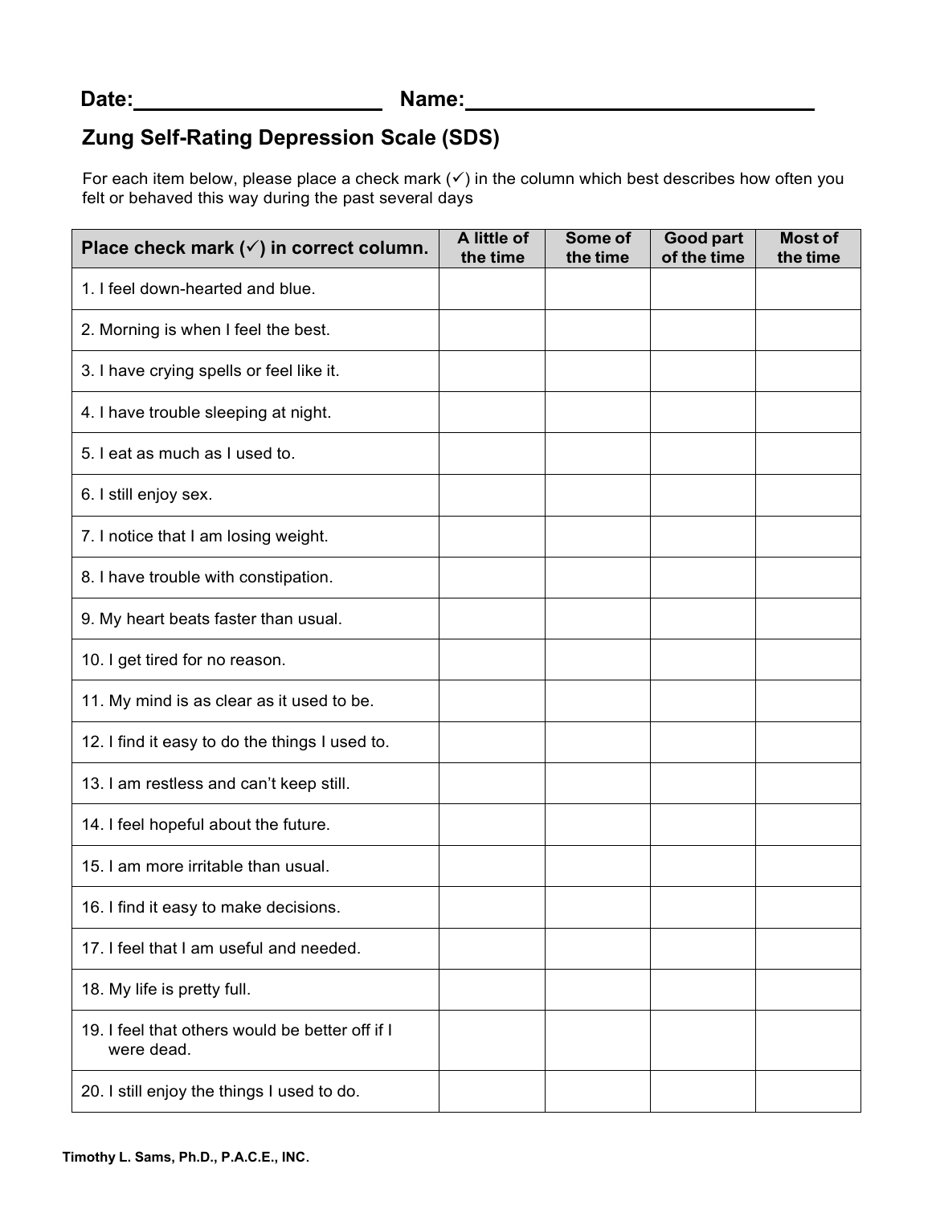Date:____________________ Name:____________________________

## Zung Self-Rating Depression Scale (SDS)

For each item below, please place a check mark (✓) in the column which best describes how often you felt or behaved this way during the past several days

| Place check mark (✓) in correct column. | A little of the time | Some of the time | Good part of the time | Most of the time |
|---|---|---|---|---|
| 1. I feel down-hearted and blue. | | | | |
| 2. Morning is when I feel the best. | | | | |
| 3. I have crying spells or feel like it. | | | | |
| 4. I have trouble sleeping at night. | | | | |
| 5. I eat as much as I used to. | | | | |
| 6. I still enjoy sex. | | | | |
| 7. I notice that I am losing weight. | | | | |
| 8. I have trouble with constipation. | | | | |
| 9. My heart beats faster than usual. | | | | |
| 10. I get tired for no reason. | | | | |
| 11. My mind is as clear as it used to be. | | | | |
| 12. I find it easy to do the things I used to. | | | | |
| 13. I am restless and can't keep still. | | | | |
| 14. I feel hopeful about the future. | | | | |
| 15. I am more irritable than usual. | | | | |
| 16. I find it easy to make decisions. | | | | |
| 17. I feel that I am useful and needed. | | | | |
| 18. My life is pretty full. | | | | |
| 19. I feel that others would be better off if I were dead. | | | | |
| 20. I still enjoy the things I used to do. | | | | |

**Timothy L. Sams, Ph.D., P.A.C.E., INC.**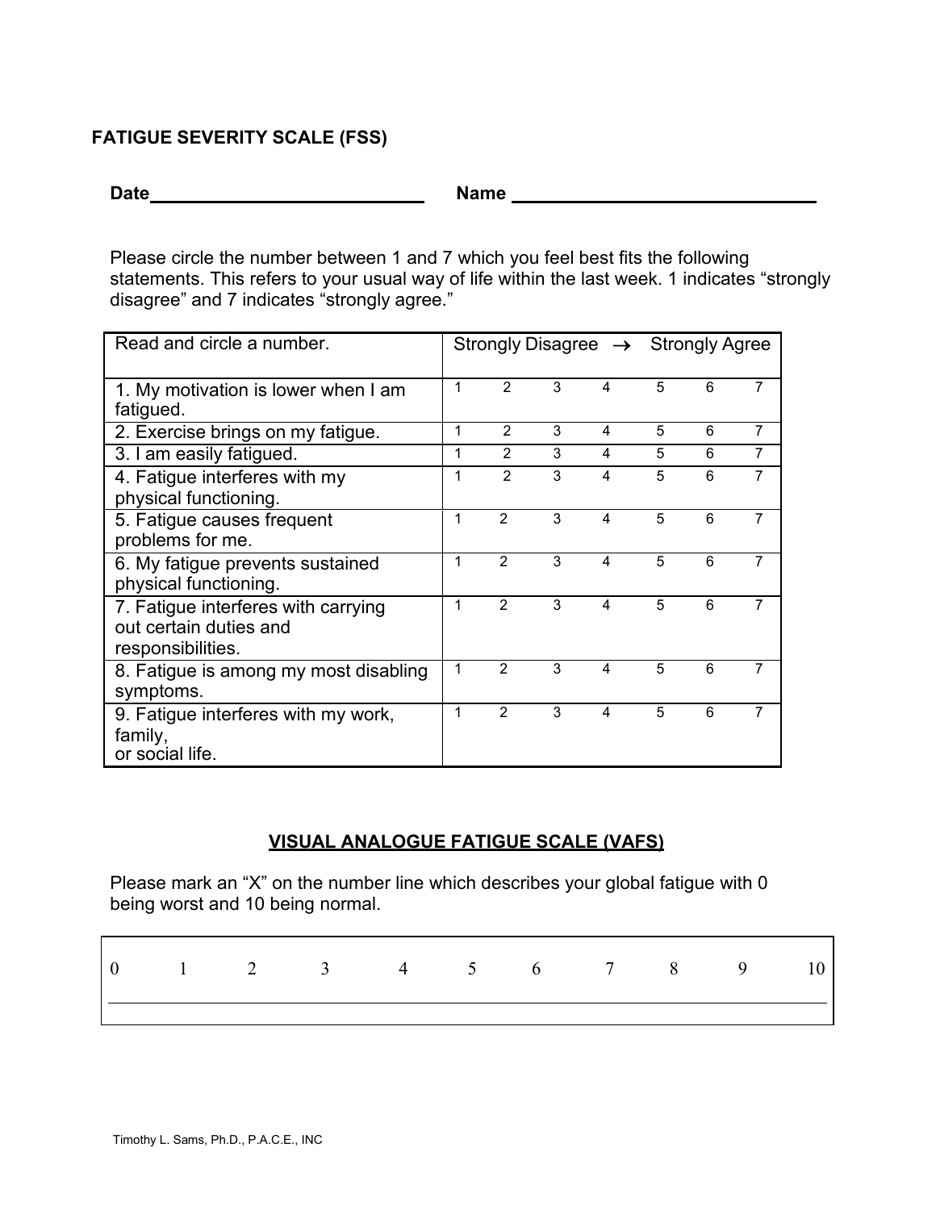## FATIGUE SEVERITY SCALE (FSS)

**Date**\_\_\_\_\_\_\_\_\_\_\_\_\_\_\_\_\_\_\_\_\_\_\_\_\_\_\_ **Name** \_\_\_\_\_\_\_\_\_\_\_\_\_\_\_\_\_\_\_\_\_\_\_\_\_\_\_\_\_\_

Please circle the number between 1 and 7 which you feel best fits the following statements. This refers to your usual way of life within the last week. 1 indicates "strongly disagree" and 7 indicates "strongly agree."

| Read and circle a number. | Strongly Disagree → Strongly Agree | | | | | | |
|---|---|---|---|---|---|---|---|
| 1. My motivation is lower when I am fatigued. | 1 | 2 | 3 | 4 | 5 | 6 | 7 |
| 2. Exercise brings on my fatigue. | 1 | 2 | 3 | 4 | 5 | 6 | 7 |
| 3. I am easily fatigued. | 1 | 2 | 3 | 4 | 5 | 6 | 7 |
| 4. Fatigue interferes with my physical functioning. | 1 | 2 | 3 | 4 | 5 | 6 | 7 |
| 5. Fatigue causes frequent problems for me. | 1 | 2 | 3 | 4 | 5 | 6 | 7 |
| 6. My fatigue prevents sustained physical functioning. | 1 | 2 | 3 | 4 | 5 | 6 | 7 |
| 7. Fatigue interferes with carrying out certain duties and responsibilities. | 1 | 2 | 3 | 4 | 5 | 6 | 7 |
| 8. Fatigue is among my most disabling symptoms. | 1 | 2 | 3 | 4 | 5 | 6 | 7 |
| 9. Fatigue interferes with my work, family, or social life. | 1 | 2 | 3 | 4 | 5 | 6 | 7 |

## VISUAL ANALOGUE FATIGUE SCALE (VAFS)

Please mark an "X" on the number line which describes your global fatigue with 0 being worst and 10 being normal.

| 0 | 1 | 2 | 3 | 4 | 5 | 6 | 7 | 8 | 9 | 10 |
|---|---|---|---|---|---|---|---|---|---|---|
| | | | | | | | | | | |

Timothy L. Sams, Ph.D., P.A.C.E., INC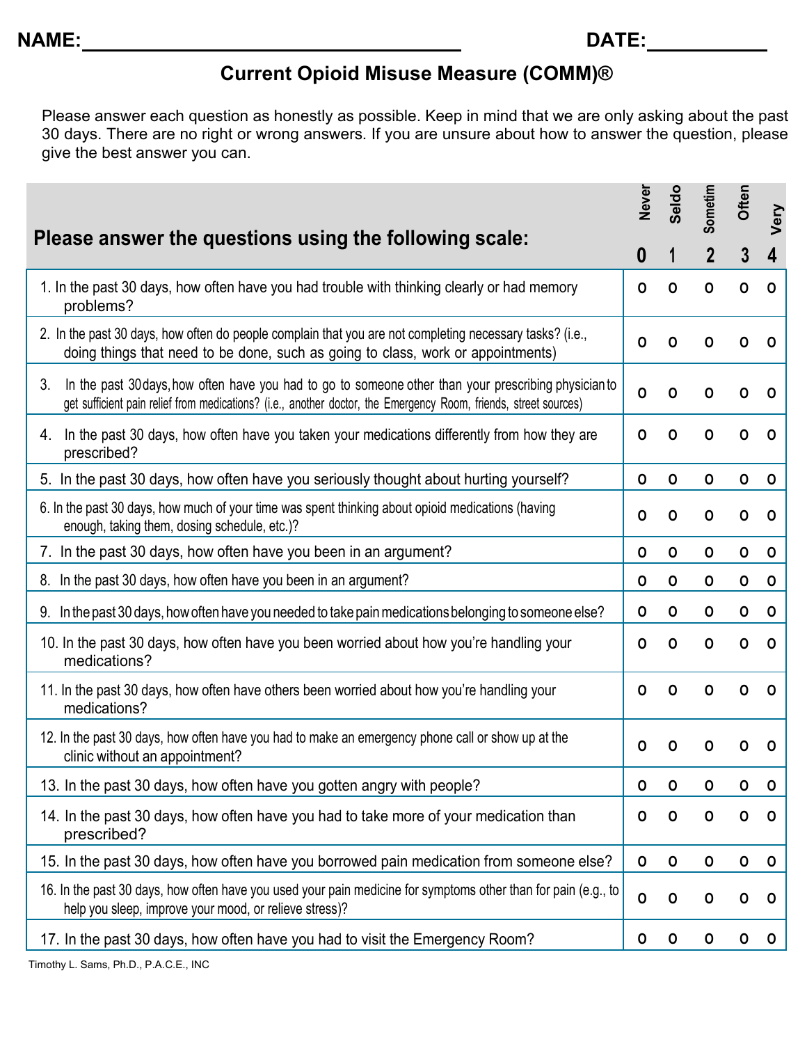NAME:________________________________ DATE:__________

## Current Opioid Misuse Measure (COMM)®

Please answer each question as honestly as possible. Keep in mind that we are only asking about the past 30 days. There are no right or wrong answers. If you are unsure about how to answer the question, please give the best answer you can.

| **Please answer the questions using the following scale:** | Never 0 | Seldo 1 | Sometim 2 | Often 3 | Very 4 |
|---|---|---|---|---|---|
| 1. In the past 30 days, how often have you had trouble with thinking clearly or had memory problems? | o | o | o | o | o |
| 2. In the past 30 days, how often do people complain that you are not completing necessary tasks? (i.e., doing things that need to be done, such as going to class, work or appointments) | o | o | o | o | o |
| 3. In the past 30 days, how often have you had to go to someone other than your prescribing physician to get sufficient pain relief from medications? (i.e., another doctor, the Emergency Room, friends, street sources) | o | o | o | o | o |
| 4. In the past 30 days, how often have you taken your medications differently from how they are prescribed? | o | o | o | o | o |
| 5. In the past 30 days, how often have you seriously thought about hurting yourself? | o | o | o | o | o |
| 6. In the past 30 days, how much of your time was spent thinking about opioid medications (having enough, taking them, dosing schedule, etc.)? | o | o | o | o | o |
| 7. In the past 30 days, how often have you been in an argument? | o | o | o | o | o |
| 8. In the past 30 days, how often have you been in an argument? | o | o | o | o | o |
| 9. In the past 30 days, how often have you needed to take pain medications belonging to someone else? | o | o | o | o | o |
| 10. In the past 30 days, how often have you been worried about how you're handling your medications? | o | o | o | o | o |
| 11. In the past 30 days, how often have others been worried about how you're handling your medications? | o | o | o | o | o |
| 12. In the past 30 days, how often have you had to make an emergency phone call or show up at the clinic without an appointment? | o | o | o | o | o |
| 13. In the past 30 days, how often have you gotten angry with people? | o | o | o | o | o |
| 14. In the past 30 days, how often have you had to take more of your medication than prescribed? | o | o | o | o | o |
| 15. In the past 30 days, how often have you borrowed pain medication from someone else? | o | o | o | o | o |
| 16. In the past 30 days, how often have you used your pain medicine for symptoms other than for pain (e.g., to help you sleep, improve your mood, or relieve stress)? | o | o | o | o | o |
| 17. In the past 30 days, how often have you had to visit the Emergency Room? | o | o | o | o | o |

Timothy L. Sams, Ph.D., P.A.C.E., INC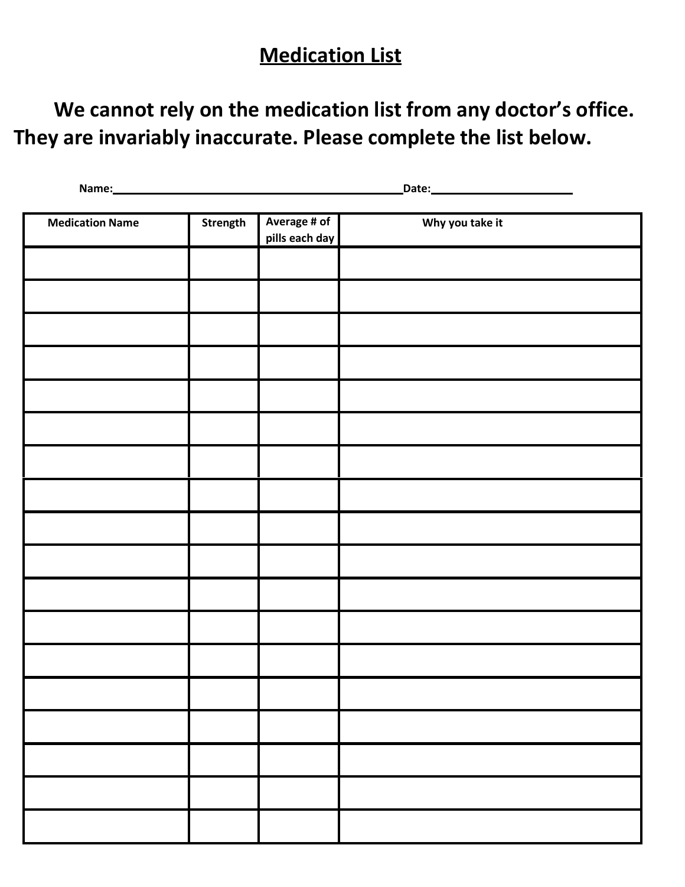# Medication List

**We cannot rely on the medication list from any doctor's office. They are invariably inaccurate. Please complete the list below.**

**Name:**\_\_\_\_\_\_\_\_\_\_\_\_\_\_\_\_\_\_\_\_\_\_\_\_\_\_\_\_\_\_\_\_\_\_\_\_\_\_\_\_\_\_**Date:**\_\_\_\_\_\_\_\_\_\_\_\_\_\_\_\_\_\_\_\_

| Medication Name | Strength | Average # of pills each day | Why you take it |
|---|---|---|---|
| | | | |
| | | | |
| | | | |
| | | | |
| | | | |
| | | | |
| | | | |
| | | | |
| | | | |
| | | | |
| | | | |
| | | | |
| | | | |
| | | | |
| | | | |
| | | | |
| | | | |
| | | | |